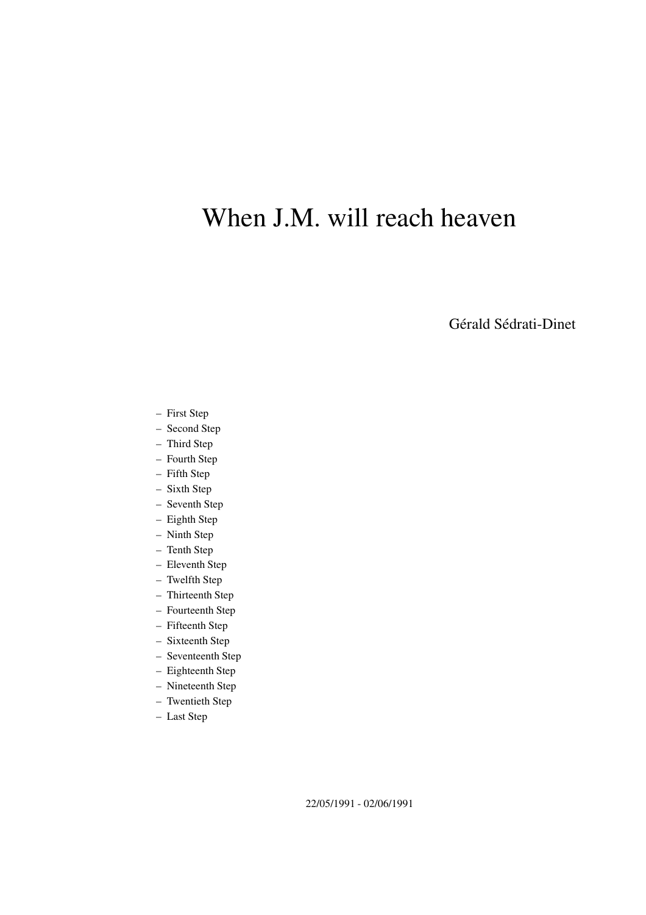# When J.M. will reach heaven

Gérald Sédrati-Dinet

- First Step
- Second Step
- Third Step
- Fourth Step
- Fifth Step
- Sixth Step
- Seventh Step
- Eighth Step
- Ninth Step
- Tenth Step
- Eleventh Step
- Twelfth Step
- Thirteenth Step
- Fourteenth Step
- Fifteenth Step
- Sixteenth Step
- Seventeenth Step
- Eighteenth Step
- Nineteenth Step
- Twentieth Step
- Last Step

22/05/1991 - 02/06/1991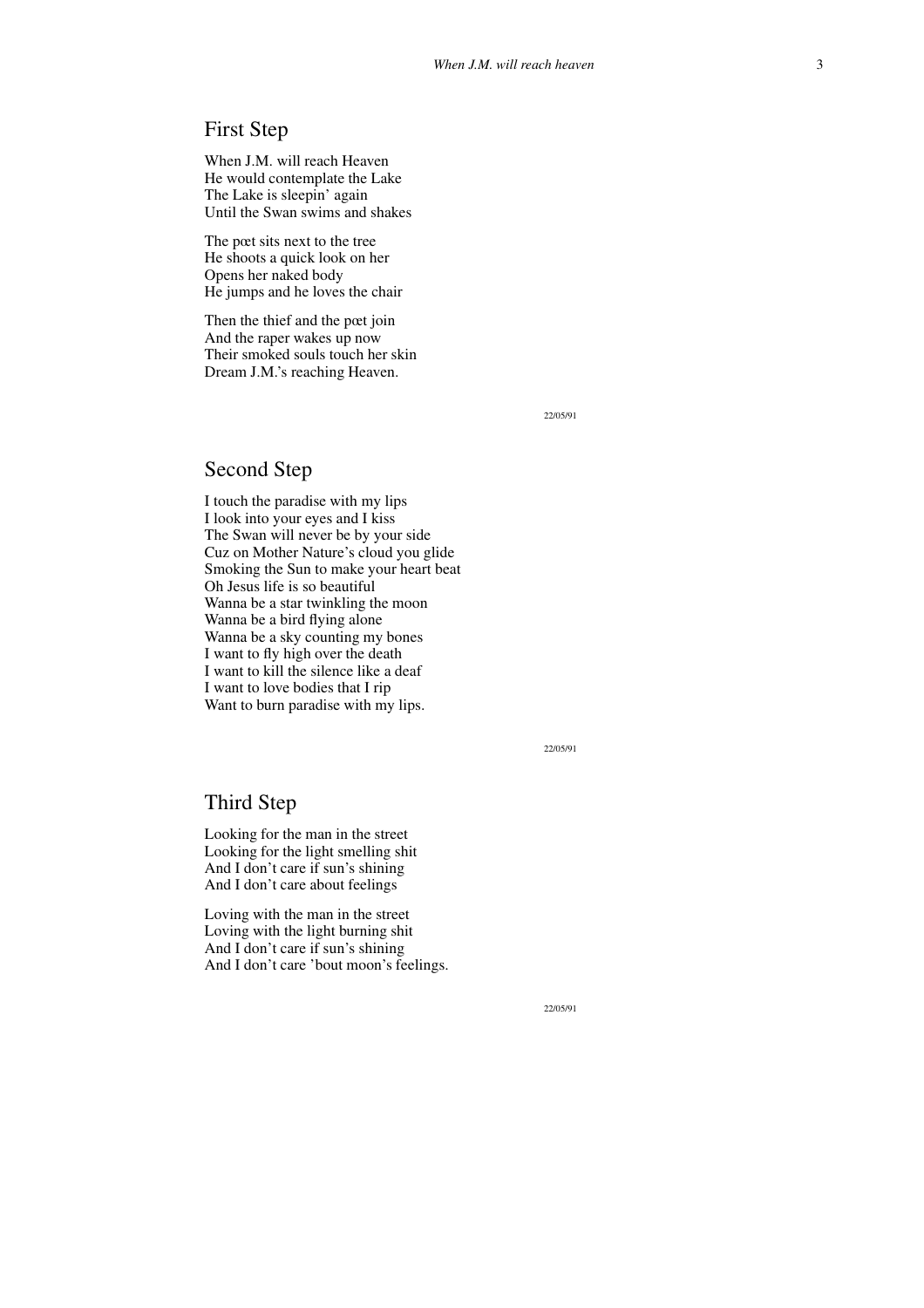## First Step

When J.M. will reach Heaven
He would contemplate the Lake
The Lake is sleepin' again
Until the Swan swims and shakes

The pœt sits next to the tree
He shoots a quick look on her
Opens her naked body
He jumps and he loves the chair

Then the thief and the pœt join
And the raper wakes up now
Their smoked souls touch her skin
Dream J.M.'s reaching Heaven.

22/05/91

## Second Step

I touch the paradise with my lips
I look into your eyes and I kiss
The Swan will never be by your side
Cuz on Mother Nature's cloud you glide
Smoking the Sun to make your heart beat
Oh Jesus life is so beautiful
Wanna be a star twinkling the moon
Wanna be a bird flying alone
Wanna be a sky counting my bones
I want to fly high over the death
I want to kill the silence like a deaf
I want to love bodies that I rip
Want to burn paradise with my lips.

22/05/91

## Third Step

Looking for the man in the street
Looking for the light smelling shit
And I don't care if sun's shining
And I don't care about feelings

Loving with the man in the street
Loving with the light burning shit
And I don't care if sun's shining
And I don't care 'bout moon's feelings.

22/05/91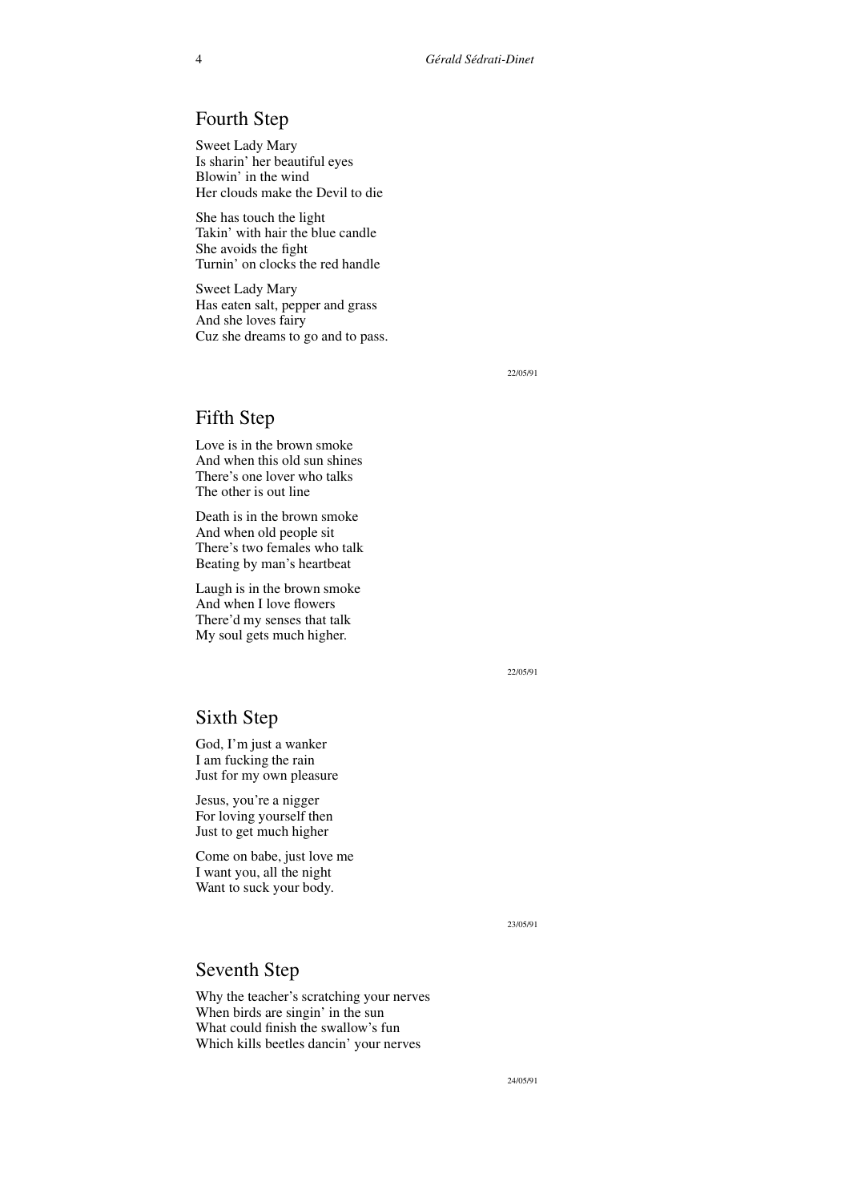## Fourth Step

Sweet Lady Mary
Is sharin' her beautiful eyes
Blowin' in the wind
Her clouds make the Devil to die

She has touch the light
Takin' with hair the blue candle
She avoids the fight
Turnin' on clocks the red handle

Sweet Lady Mary
Has eaten salt, pepper and grass
And she loves fairy
Cuz she dreams to go and to pass.

22/05/91

## Fifth Step

Love is in the brown smoke
And when this old sun shines
There's one lover who talks
The other is out line

Death is in the brown smoke
And when old people sit
There's two females who talk
Beating by man's heartbeat

Laugh is in the brown smoke
And when I love flowers
There'd my senses that talk
My soul gets much higher.

22/05/91

## Sixth Step

God, I'm just a wanker
I am fucking the rain
Just for my own pleasure

Jesus, you're a nigger
For loving yourself then
Just to get much higher

Come on babe, just love me
I want you, all the night
Want to suck your body.

23/05/91

## Seventh Step

Why the teacher's scratching your nerves
When birds are singin' in the sun
What could finish the swallow's fun
Which kills beetles dancin' your nerves

24/05/91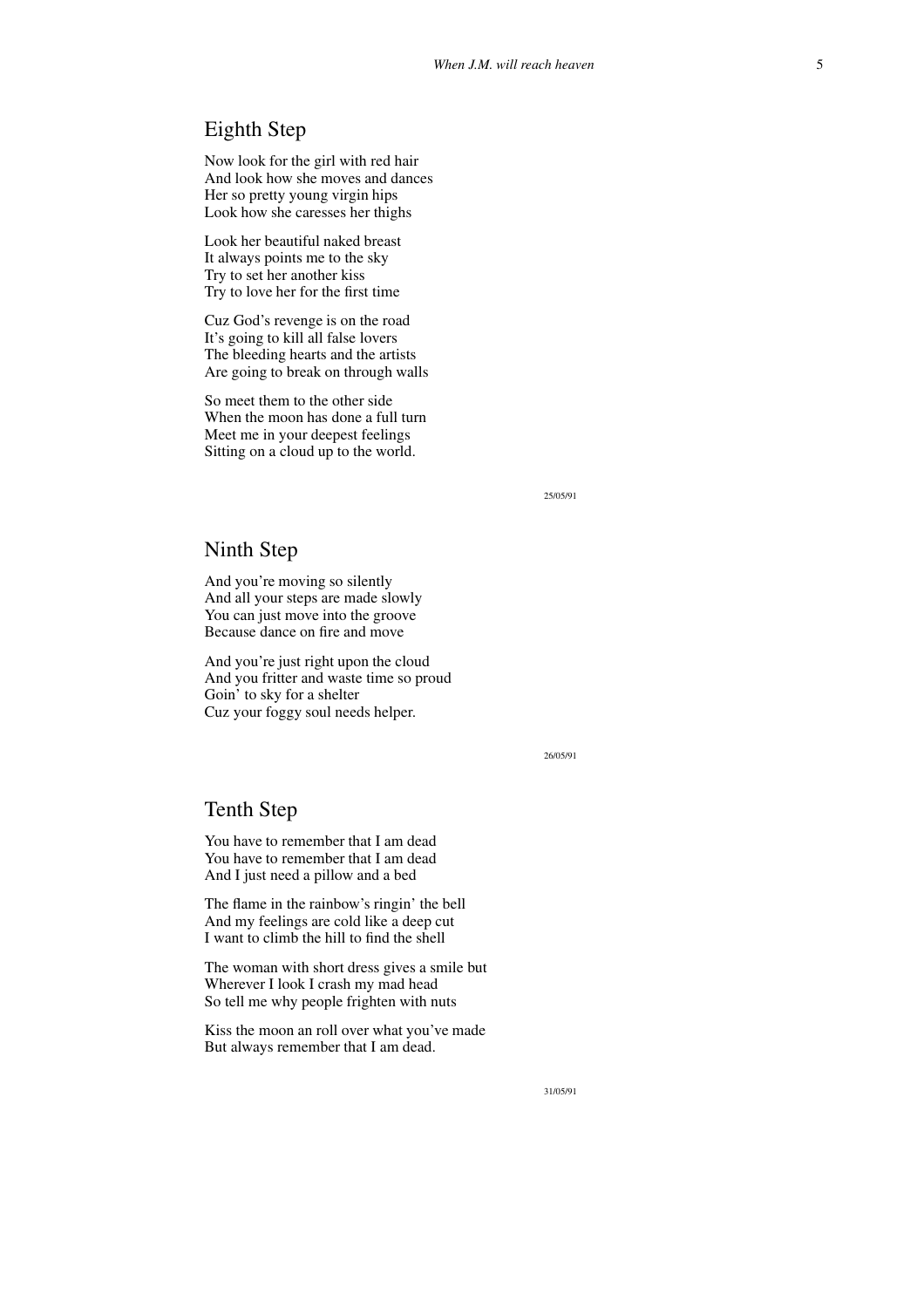## Eighth Step

Now look for the girl with red hair
And look how she moves and dances
Her so pretty young virgin hips
Look how she caresses her thighs

Look her beautiful naked breast
It always points me to the sky
Try to set her another kiss
Try to love her for the first time

Cuz God's revenge is on the road
It's going to kill all false lovers
The bleeding hearts and the artists
Are going to break on through walls

So meet them to the other side
When the moon has done a full turn
Meet me in your deepest feelings
Sitting on a cloud up to the world.

25/05/91

## Ninth Step

And you're moving so silently
And all your steps are made slowly
You can just move into the groove
Because dance on fire and move

And you're just right upon the cloud
And you fritter and waste time so proud
Goin' to sky for a shelter
Cuz your foggy soul needs helper.

26/05/91

## Tenth Step

You have to remember that I am dead
You have to remember that I am dead
And I just need a pillow and a bed

The flame in the rainbow's ringin' the bell
And my feelings are cold like a deep cut
I want to climb the hill to find the shell

The woman with short dress gives a smile but
Wherever I look I crash my mad head
So tell me why people frighten with nuts

Kiss the moon an roll over what you've made
But always remember that I am dead.

31/05/91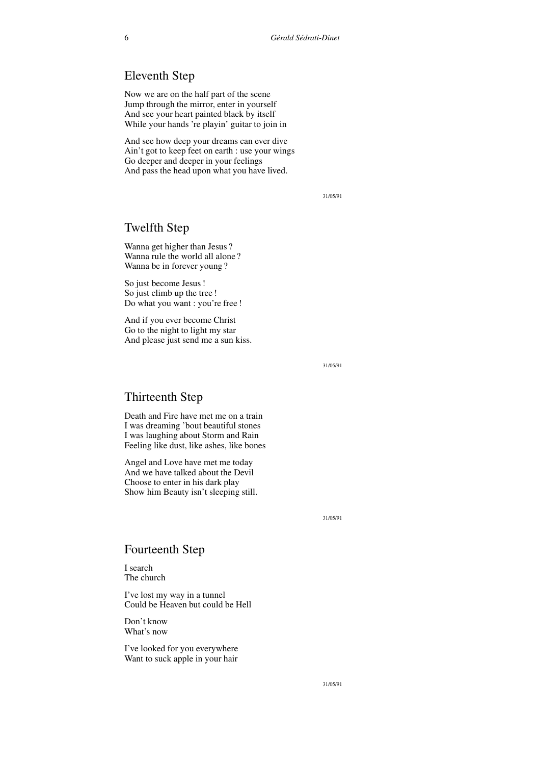## Eleventh Step

Now we are on the half part of the scene
Jump through the mirror, enter in yourself
And see your heart painted black by itself
While your hands ’re playin’ guitar to join in

And see how deep your dreams can ever dive
Ain’t got to keep feet on earth : use your wings
Go deeper and deeper in your feelings
And pass the head upon what you have lived.

31/05/91

## Twelfth Step

Wanna get higher than Jesus ?
Wanna rule the world all alone ?
Wanna be in forever young ?

So just become Jesus !
So just climb up the tree !
Do what you want : you’re free !

And if you ever become Christ
Go to the night to light my star
And please just send me a sun kiss.

31/05/91

## Thirteenth Step

Death and Fire have met me on a train
I was dreaming ’bout beautiful stones
I was laughing about Storm and Rain
Feeling like dust, like ashes, like bones

Angel and Love have met me today
And we have talked about the Devil
Choose to enter in his dark play
Show him Beauty isn’t sleeping still.

31/05/91

## Fourteenth Step

I search
The church

I’ve lost my way in a tunnel
Could be Heaven but could be Hell

Don’t know
What’s now

I’ve looked for you everywhere
Want to suck apple in your hair

31/05/91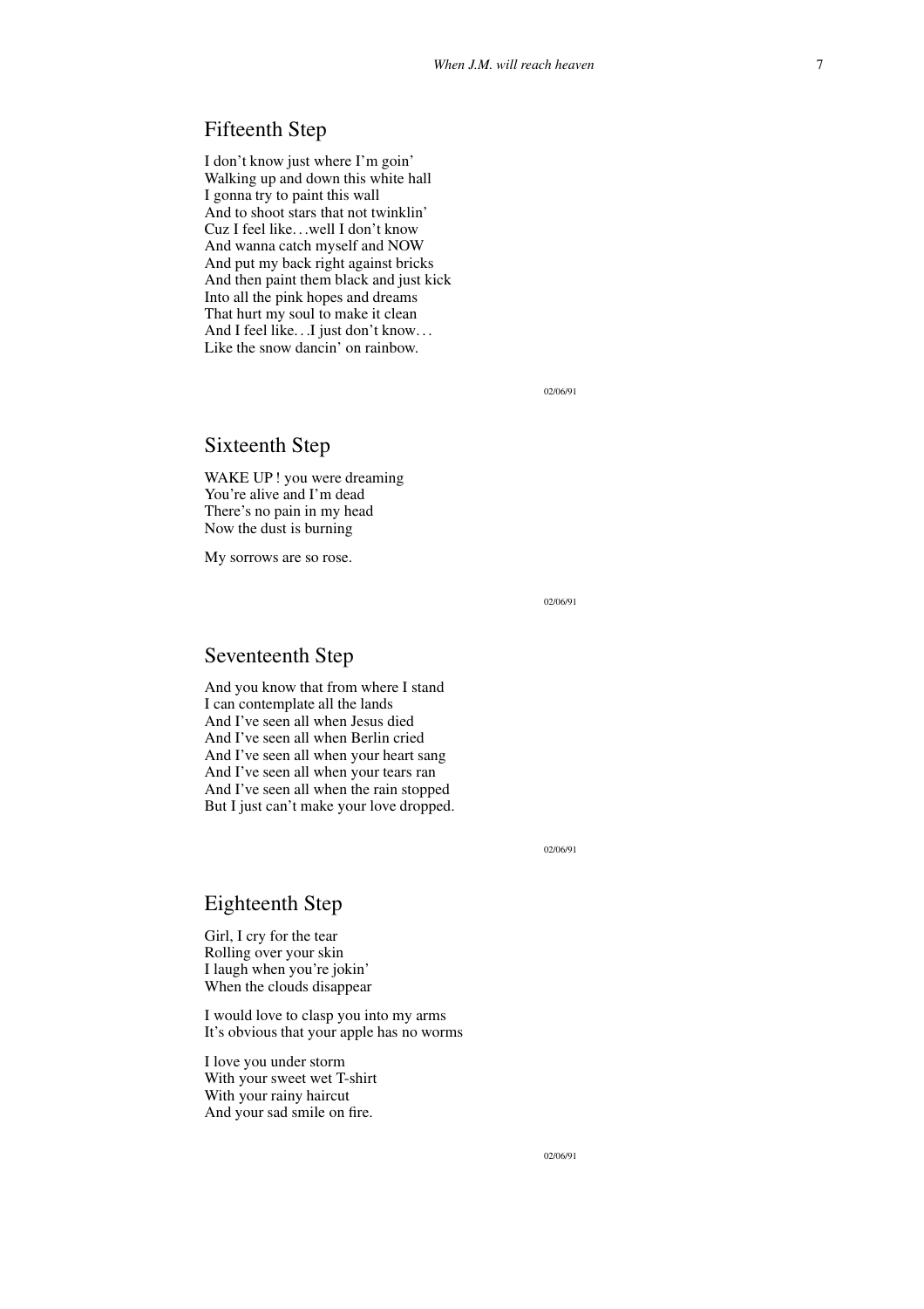## Fifteenth Step

I don't know just where I'm goin'
Walking up and down this white hall
I gonna try to paint this wall
And to shoot stars that not twinklin'
Cuz I feel like…well I don't know
And wanna catch myself and NOW
And put my back right against bricks
And then paint them black and just kick
Into all the pink hopes and dreams
That hurt my soul to make it clean
And I feel like…I just don't know…
Like the snow dancin' on rainbow.

02/06/91

## Sixteenth Step

WAKE UP ! you were dreaming
You're alive and I'm dead
There's no pain in my head
Now the dust is burning

My sorrows are so rose.

02/06/91

## Seventeenth Step

And you know that from where I stand
I can contemplate all the lands
And I've seen all when Jesus died
And I've seen all when Berlin cried
And I've seen all when your heart sang
And I've seen all when your tears ran
And I've seen all when the rain stopped
But I just can't make your love dropped.

02/06/91

## Eighteenth Step

Girl, I cry for the tear
Rolling over your skin
I laugh when you're jokin'
When the clouds disappear

I would love to clasp you into my arms
It's obvious that your apple has no worms

I love you under storm
With your sweet wet T-shirt
With your rainy haircut
And your sad smile on fire.

02/06/91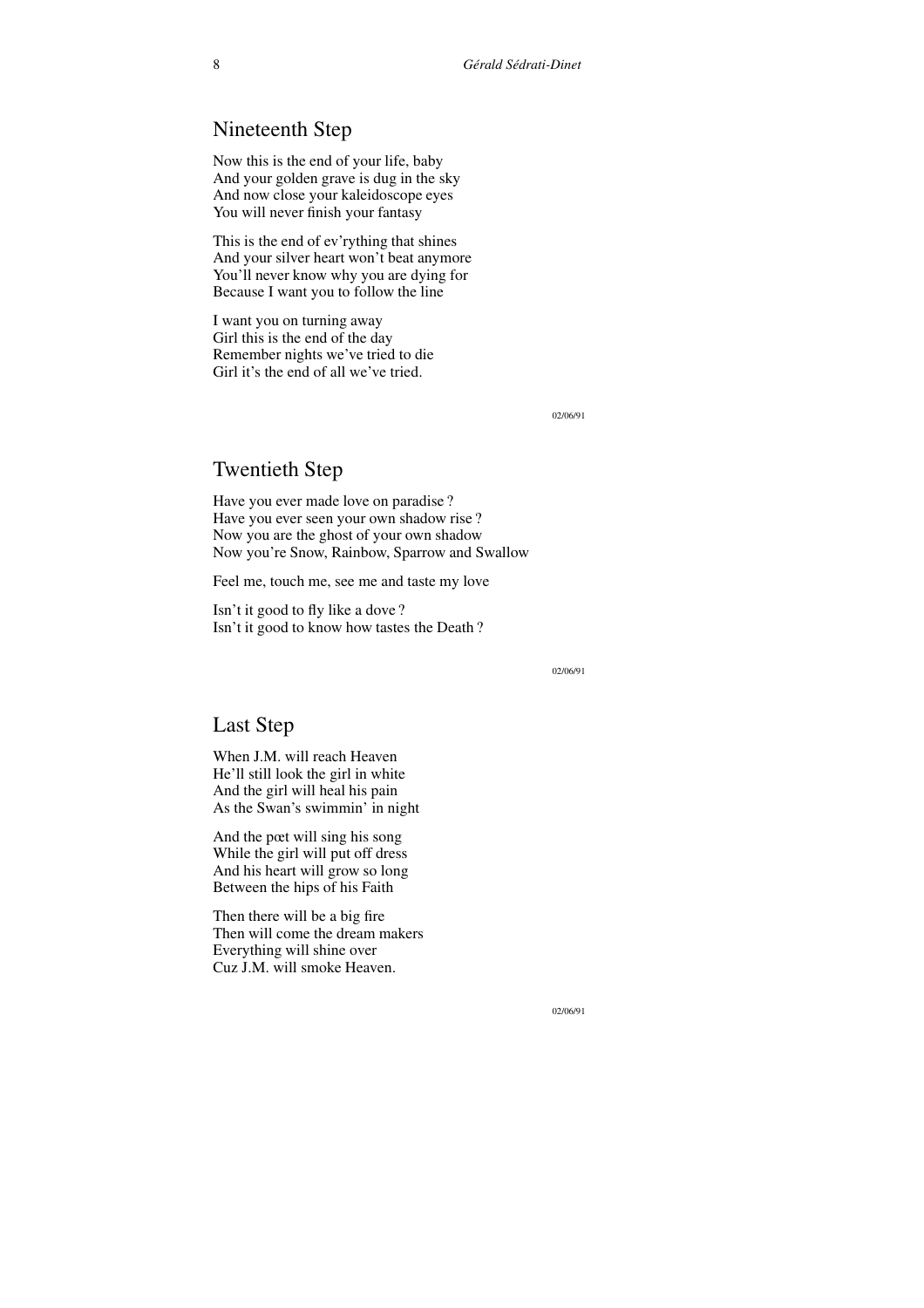## Nineteenth Step

Now this is the end of your life, baby
And your golden grave is dug in the sky
And now close your kaleidoscope eyes
You will never finish your fantasy

This is the end of ev'rything that shines
And your silver heart won't beat anymore
You'll never know why you are dying for
Because I want you to follow the line

I want you on turning away
Girl this is the end of the day
Remember nights we've tried to die
Girl it's the end of all we've tried.

02/06/91

## Twentieth Step

Have you ever made love on paradise ?
Have you ever seen your own shadow rise ?
Now you are the ghost of your own shadow
Now you're Snow, Rainbow, Sparrow and Swallow

Feel me, touch me, see me and taste my love

Isn't it good to fly like a dove ?
Isn't it good to know how tastes the Death ?

02/06/91

## Last Step

When J.M. will reach Heaven
He'll still look the girl in white
And the girl will heal his pain
As the Swan's swimmin' in night

And the pœt will sing his song
While the girl will put off dress
And his heart will grow so long
Between the hips of his Faith

Then there will be a big fire
Then will come the dream makers
Everything will shine over
Cuz J.M. will smoke Heaven.

02/06/91